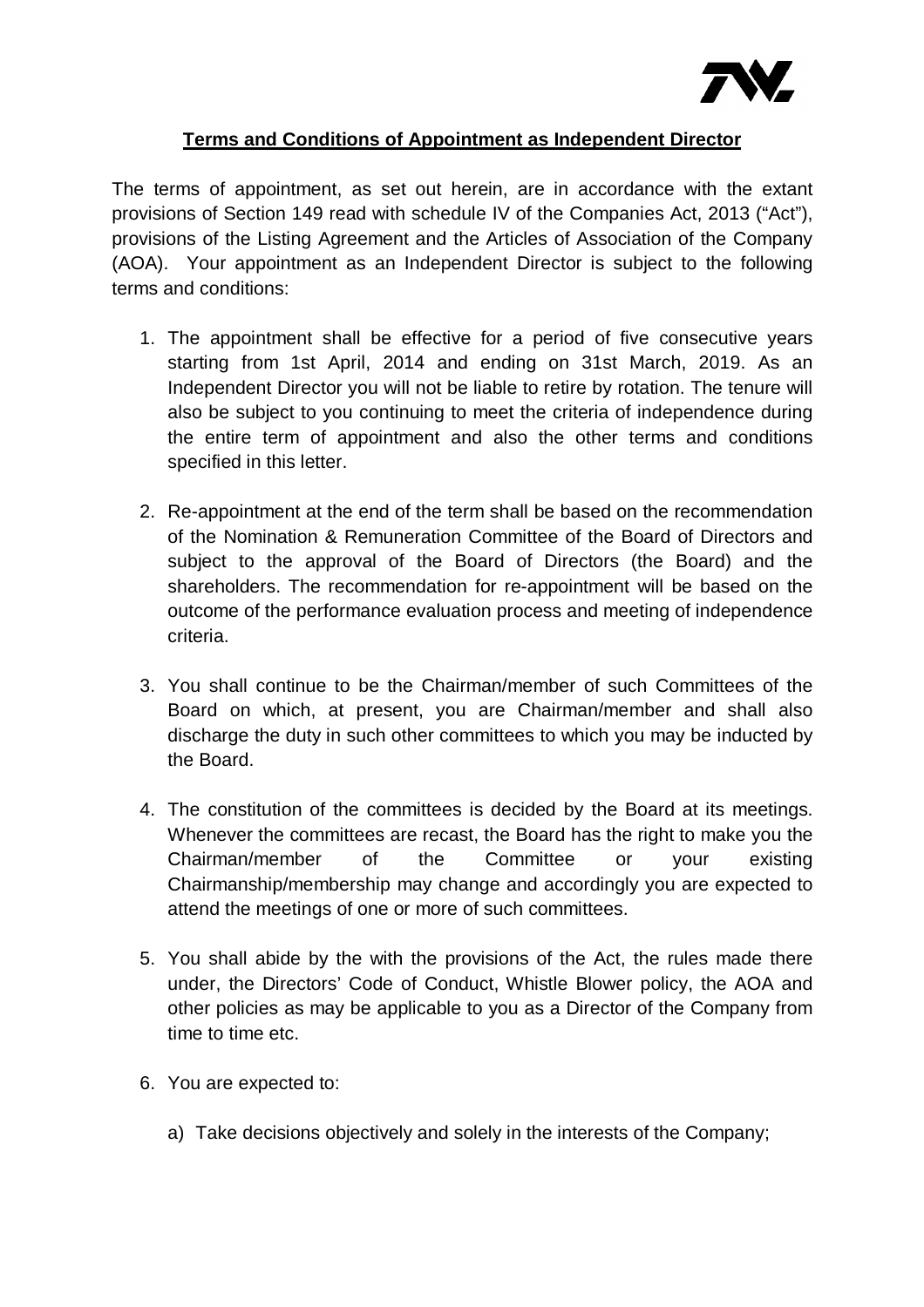## **Terms and Conditions of Appointment as Independent Director**

The terms of appointment, as set out herein, are in accordance with the extant provisions of Section 149 read with schedule IV of the Companies Act, 2013 ("Act"), provisions of the Listing Agreement and the Articles of Association of the Company (AOA). Your appointment as an Independent Director is subject to the following terms and conditions:

1. The appointment shall be effective for a period of five consecutive years starting from 1st April, 2014 and ending on 31st March, 2019. As an Independent Director you will not be liable to retire by rotation. The tenure will also be subject to you continuing to meet the criteria of independence during the entire term of appointment and also the other terms and conditions specified in this letter.

2. Re-appointment at the end of the term shall be based on the recommendation of the Nomination & Remuneration Committee of the Board of Directors and subject to the approval of the Board of Directors (the Board) and the shareholders. The recommendation for re-appointment will be based on the outcome of the performance evaluation process and meeting of independence criteria.

3. You shall continue to be the Chairman/member of such Committees of the Board on which, at present, you are Chairman/member and shall also discharge the duty in such other committees to which you may be inducted by the Board.

4. The constitution of the committees is decided by the Board at its meetings. Whenever the committees are recast, the Board has the right to make you the Chairman/member of the Committee or your existing Chairmanship/membership may change and accordingly you are expected to attend the meetings of one or more of such committees.

5. You shall abide by the with the provisions of the Act, the rules made there under, the Directors' Code of Conduct, Whistle Blower policy, the AOA and other policies as may be applicable to you as a Director of the Company from time to time etc.

6. You are expected to:

   a) Take decisions objectively and solely in the interests of the Company;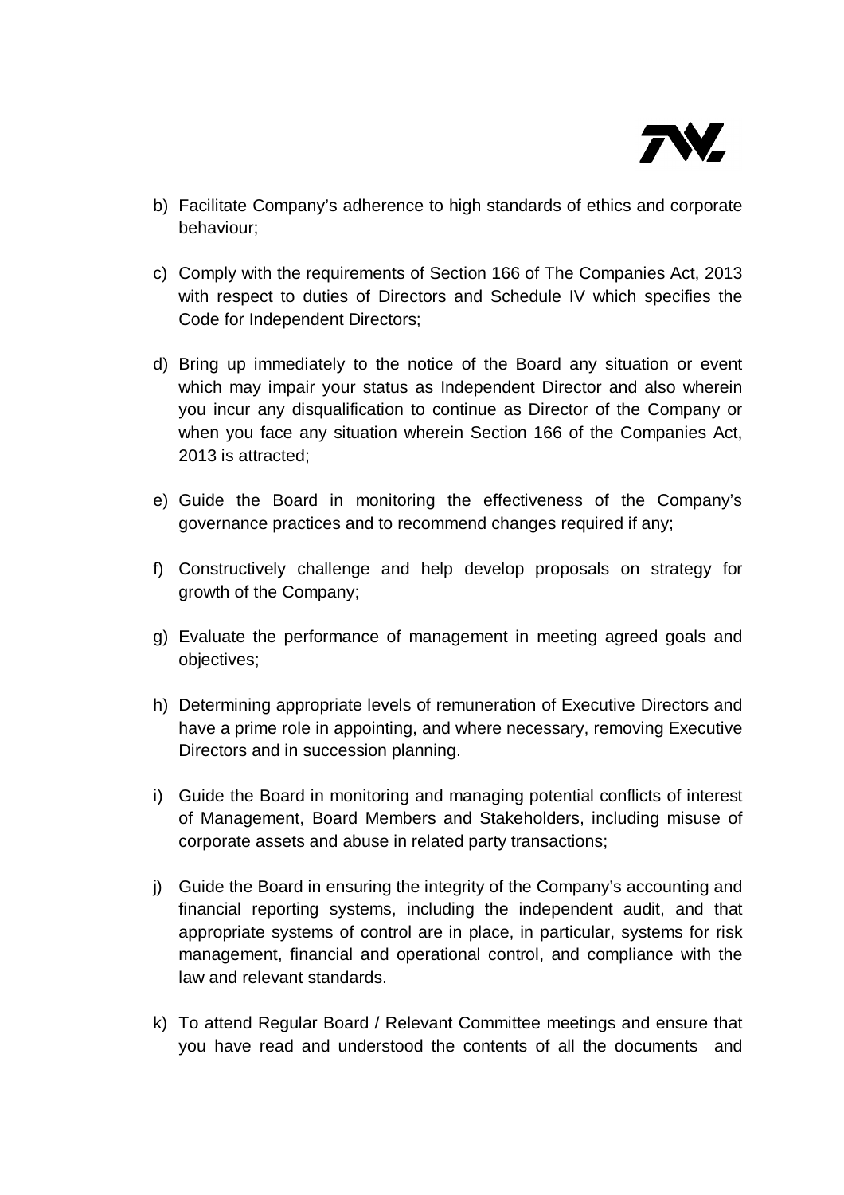b) Facilitate Company's adherence to high standards of ethics and corporate behaviour;

c) Comply with the requirements of Section 166 of The Companies Act, 2013 with respect to duties of Directors and Schedule IV which specifies the Code for Independent Directors;

d) Bring up immediately to the notice of the Board any situation or event which may impair your status as Independent Director and also wherein you incur any disqualification to continue as Director of the Company or when you face any situation wherein Section 166 of the Companies Act, 2013 is attracted;

e) Guide the Board in monitoring the effectiveness of the Company's governance practices and to recommend changes required if any;

f) Constructively challenge and help develop proposals on strategy for growth of the Company;

g) Evaluate the performance of management in meeting agreed goals and objectives;

h) Determining appropriate levels of remuneration of Executive Directors and have a prime role in appointing, and where necessary, removing Executive Directors and in succession planning.

i) Guide the Board in monitoring and managing potential conflicts of interest of Management, Board Members and Stakeholders, including misuse of corporate assets and abuse in related party transactions;

j) Guide the Board in ensuring the integrity of the Company's accounting and financial reporting systems, including the independent audit, and that appropriate systems of control are in place, in particular, systems for risk management, financial and operational control, and compliance with the law and relevant standards.

k) To attend Regular Board / Relevant Committee meetings and ensure that you have read and understood the contents of all the documents and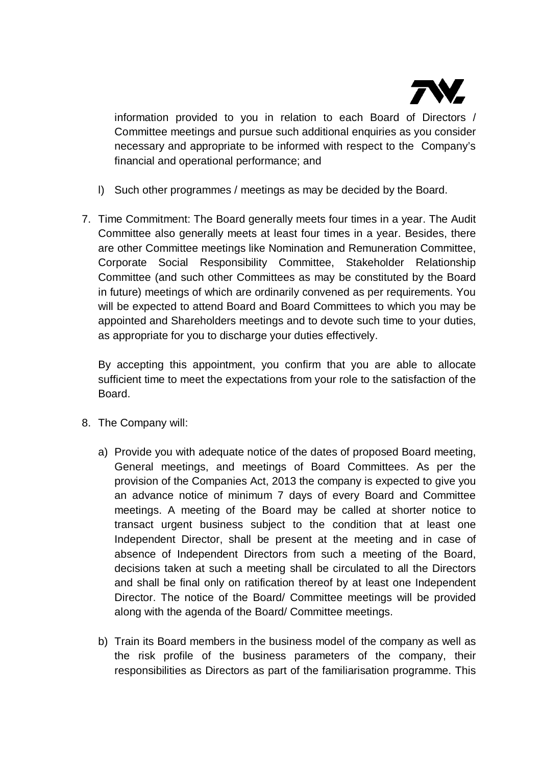information provided to you in relation to each Board of Directors / Committee meetings and pursue such additional enquiries as you consider necessary and appropriate to be informed with respect to the Company's financial and operational performance; and

l) Such other programmes / meetings as may be decided by the Board.

7. Time Commitment: The Board generally meets four times in a year. The Audit Committee also generally meets at least four times in a year. Besides, there are other Committee meetings like Nomination and Remuneration Committee, Corporate Social Responsibility Committee, Stakeholder Relationship Committee (and such other Committees as may be constituted by the Board in future) meetings of which are ordinarily convened as per requirements. You will be expected to attend Board and Board Committees to which you may be appointed and Shareholders meetings and to devote such time to your duties, as appropriate for you to discharge your duties effectively.

   By accepting this appointment, you confirm that you are able to allocate sufficient time to meet the expectations from your role to the satisfaction of the Board.

8. The Company will:

   a) Provide you with adequate notice of the dates of proposed Board meeting, General meetings, and meetings of Board Committees. As per the provision of the Companies Act, 2013 the company is expected to give you an advance notice of minimum 7 days of every Board and Committee meetings. A meeting of the Board may be called at shorter notice to transact urgent business subject to the condition that at least one Independent Director, shall be present at the meeting and in case of absence of Independent Directors from such a meeting of the Board, decisions taken at such a meeting shall be circulated to all the Directors and shall be final only on ratification thereof by at least one Independent Director. The notice of the Board/ Committee meetings will be provided along with the agenda of the Board/ Committee meetings.

   b) Train its Board members in the business model of the company as well as the risk profile of the business parameters of the company, their responsibilities as Directors as part of the familiarisation programme. This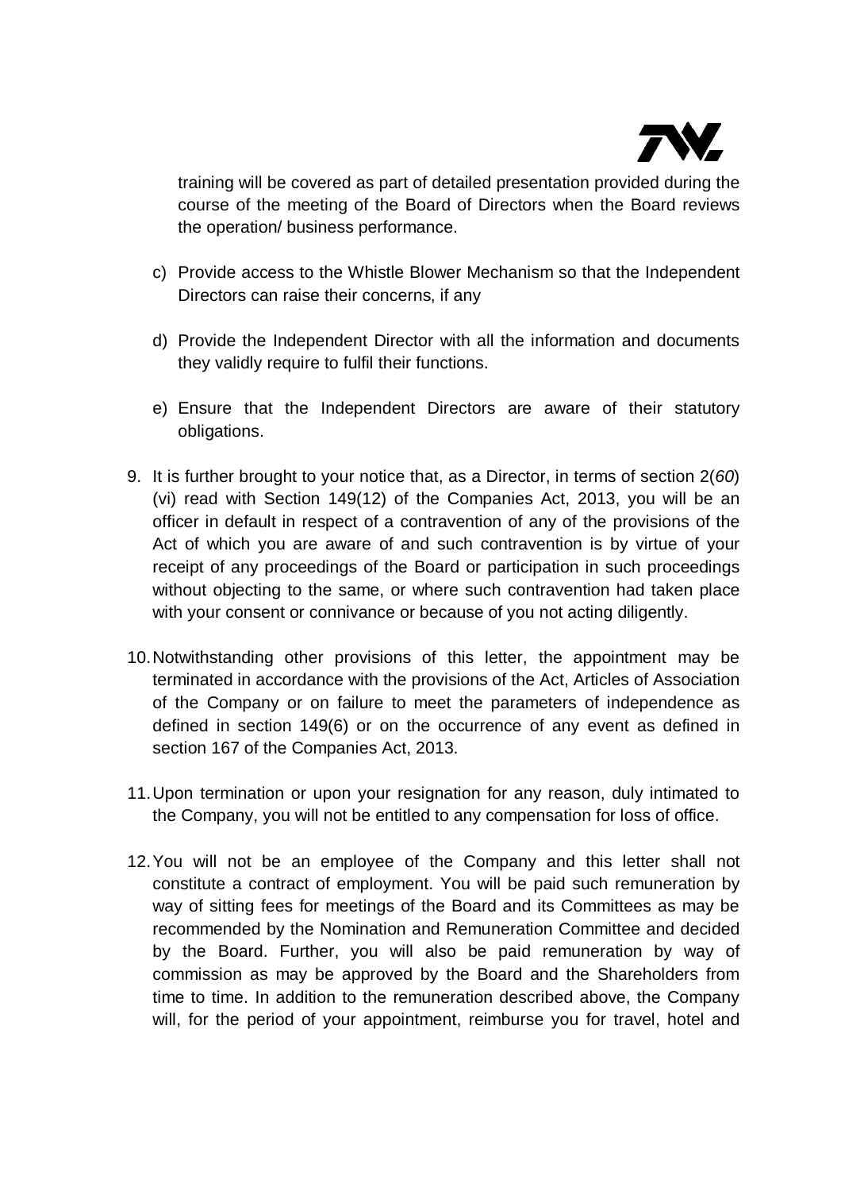training will be covered as part of detailed presentation provided during the course of the meeting of the Board of Directors when the Board reviews the operation/ business performance.

c) Provide access to the Whistle Blower Mechanism so that the Independent Directors can raise their concerns, if any

d) Provide the Independent Director with all the information and documents they validly require to fulfil their functions.

e) Ensure that the Independent Directors are aware of their statutory obligations.

9. It is further brought to your notice that, as a Director, in terms of section 2(*60*) (vi) read with Section 149(12) of the Companies Act, 2013, you will be an officer in default in respect of a contravention of any of the provisions of the Act of which you are aware of and such contravention is by virtue of your receipt of any proceedings of the Board or participation in such proceedings without objecting to the same, or where such contravention had taken place with your consent or connivance or because of you not acting diligently.

10. Notwithstanding other provisions of this letter, the appointment may be terminated in accordance with the provisions of the Act, Articles of Association of the Company or on failure to meet the parameters of independence as defined in section 149(6) or on the occurrence of any event as defined in section 167 of the Companies Act, 2013.

11. Upon termination or upon your resignation for any reason, duly intimated to the Company, you will not be entitled to any compensation for loss of office.

12. You will not be an employee of the Company and this letter shall not constitute a contract of employment. You will be paid such remuneration by way of sitting fees for meetings of the Board and its Committees as may be recommended by the Nomination and Remuneration Committee and decided by the Board. Further, you will also be paid remuneration by way of commission as may be approved by the Board and the Shareholders from time to time. In addition to the remuneration described above, the Company will, for the period of your appointment, reimburse you for travel, hotel and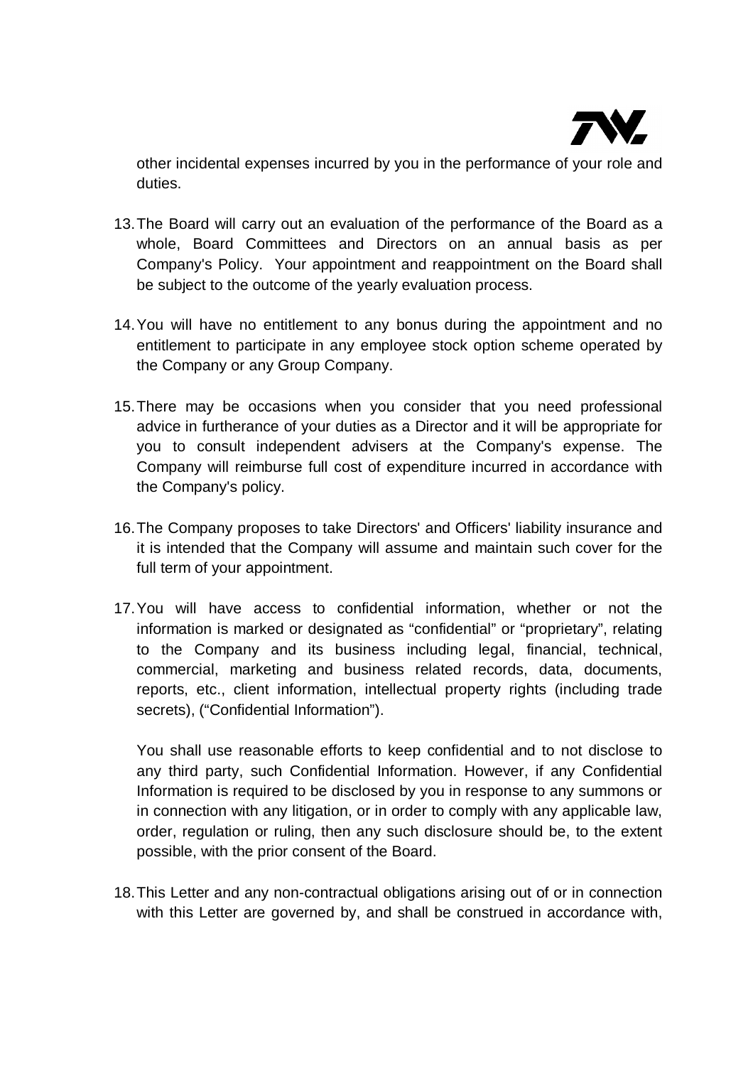other incidental expenses incurred by you in the performance of your role and duties.

13. The Board will carry out an evaluation of the performance of the Board as a whole, Board Committees and Directors on an annual basis as per Company's Policy. Your appointment and reappointment on the Board shall be subject to the outcome of the yearly evaluation process.

14. You will have no entitlement to any bonus during the appointment and no entitlement to participate in any employee stock option scheme operated by the Company or any Group Company.

15. There may be occasions when you consider that you need professional advice in furtherance of your duties as a Director and it will be appropriate for you to consult independent advisers at the Company's expense. The Company will reimburse full cost of expenditure incurred in accordance with the Company's policy.

16. The Company proposes to take Directors' and Officers' liability insurance and it is intended that the Company will assume and maintain such cover for the full term of your appointment.

17. You will have access to confidential information, whether or not the information is marked or designated as "confidential" or "proprietary", relating to the Company and its business including legal, financial, technical, commercial, marketing and business related records, data, documents, reports, etc., client information, intellectual property rights (including trade secrets), ("Confidential Information").

    You shall use reasonable efforts to keep confidential and to not disclose to any third party, such Confidential Information. However, if any Confidential Information is required to be disclosed by you in response to any summons or in connection with any litigation, or in order to comply with any applicable law, order, regulation or ruling, then any such disclosure should be, to the extent possible, with the prior consent of the Board.

18. This Letter and any non-contractual obligations arising out of or in connection with this Letter are governed by, and shall be construed in accordance with,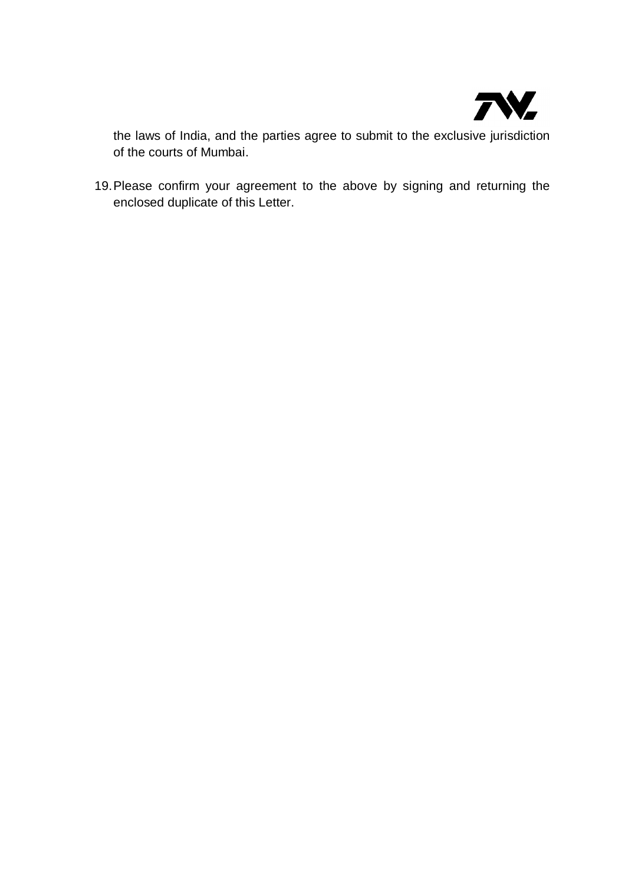the laws of India, and the parties agree to submit to the exclusive jurisdiction of the courts of Mumbai.

19. Please confirm your agreement to the above by signing and returning the enclosed duplicate of this Letter.